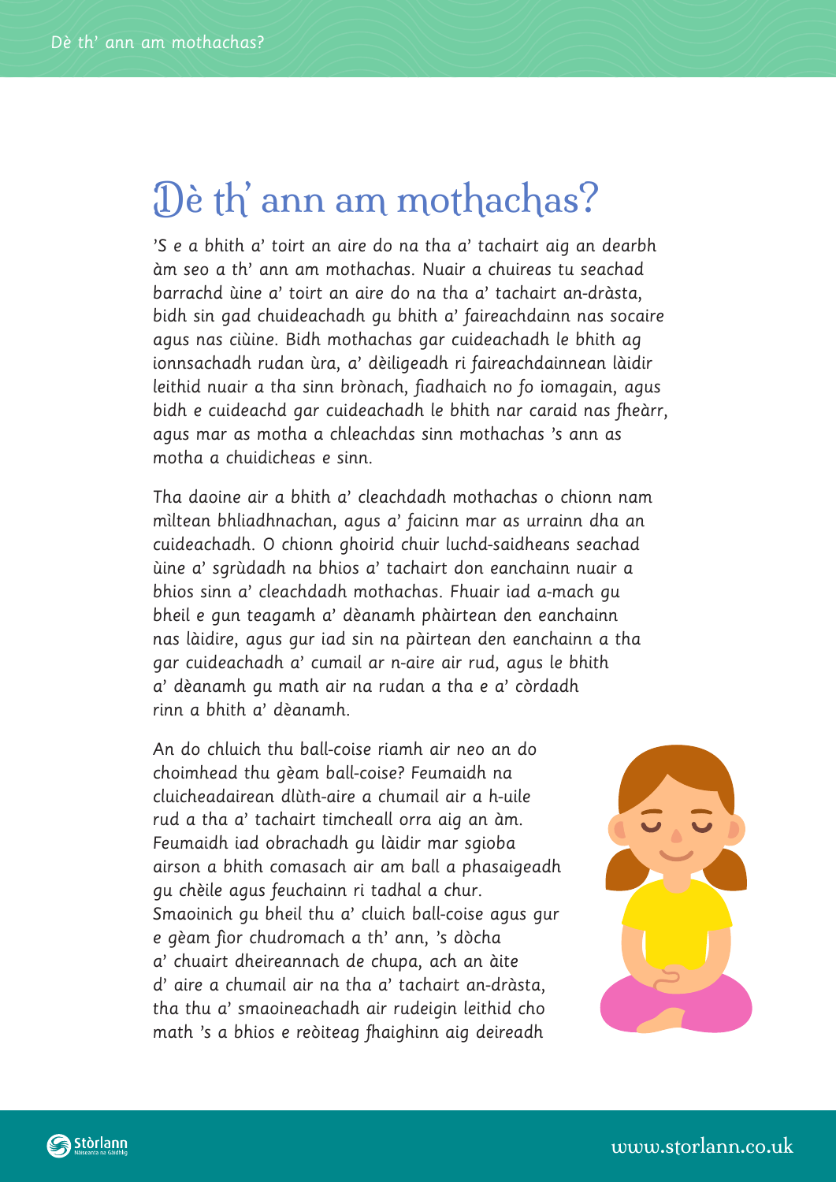# Dè th' ann am mothachas?

'S e a bhith a' toirt an aire do na tha a' tachairt aig an dearbh àm seo a th' ann am mothachas. Nuair a chuireas tu seachad barrachd ùine a' toirt an aire do na tha a' tachairt an-dràsta, bidh sin gad chuideachadh gu bhith a' faireachdainn nas socaire agus nas ciùine. Bidh mothachas gar cuideachadh le bhith ag ionnsachadh rudan ùra, a' dèiligeadh ri faireachdainnean làidir leithid nuair a tha sinn brònach, fiadhaich no fo iomagain, agus bidh e cuideachd gar cuideachadh le bhith nar caraid nas fheàrr, agus mar as motha a chleachdas sinn mothachas 's ann as motha a chuidicheas e sinn.

Tha daoine air a bhith a' cleachdadh mothachas o chionn nam mìltean bhliadhnachan, agus a' faicinn mar as urrainn dha an cuideachadh. O chionn ghoirid chuir luchd-saidheans seachad ùine a' sgrùdadh na bhios a' tachairt don eanchainn nuair a bhios sinn a' cleachdadh mothachas. Fhuair iad a-mach gu bheil e gun teagamh a' dèanamh phàirtean den eanchainn nas làidire, agus gur iad sin na pàirtean den eanchainn a tha gar cuideachadh a' cumail ar n-aire air rud, agus le bhith a' dèanamh gu math air na rudan a tha e a' còrdadh rinn a bhith a' dèanamh.

An do chluich thu ball-coise riamh air neo an do choimhead thu gèam ball-coise? Feumaidh na cluicheadairean dlùth-aire a chumail air a h-uile rud a tha a' tachairt timcheall orra aig an àm. Feumaidh iad obrachadh gu làidir mar sgioba airson a bhith comasach air am ball a phasaigeadh gu chèile agus feuchainn ri tadhal a chur. Smaoinich gu bheil thu a' cluich ball-coise agus gur e gèam fìor chudromach a th' ann, 's dòcha a' chuairt dheireannach de chupa, ach an àite d' aire a chumail air na tha a' tachairt an-dràsta, tha thu a' smaoineachadh air rudeigin leithid cho math 's a bhios e reòiteag fhaighinn aig deireadh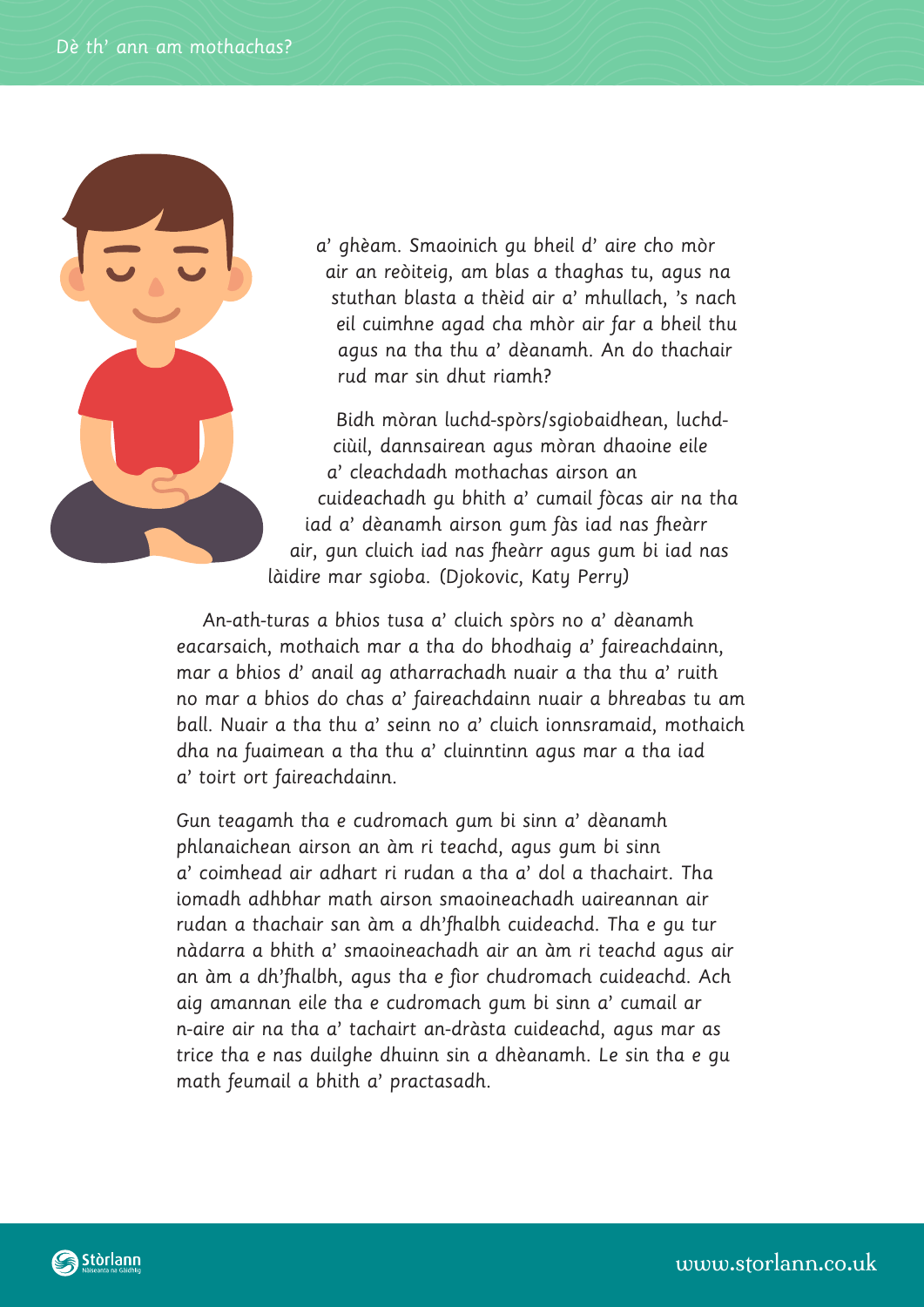a' ghèam. Smaoinich gu bheil d' aire cho mòr air an reòiteig, am blas a thaghas tu, agus na stuthan blasta a thèid air a' mhullach, 's nach eil cuimhne agad cha mhòr air far a bheil thu agus na tha thu a' dèanamh. An do thachair rud mar sin dhut riamh?

Bidh mòran luchd-spòrs/sgiobaidhean, luchd-ciùil, dannsairean agus mòran dhaoine eile a' cleachdadh mothachas airson an cuideachadh gu bhith a' cumail fòcas air na tha iad a' dèanamh airson gum fàs iad nas fheàrr air, gun cluich iad nas fheàrr agus gum bi iad nas làidire mar sgioba. (Djokovic, Katy Perry)

An-ath-turas a bhios tusa a' cluich spòrs no a' dèanamh eacarsaich, mothaich mar a tha do bhodhaig a' faireachdainn, mar a bhios d' anail ag atharrachadh nuair a tha thu a' ruith no mar a bhios do chas a' faireachdainn nuair a bhreabas tu am ball. Nuair a tha thu a' seinn no a' cluich ionnsramaid, mothaich dha na fuaimean a tha thu a' cluinntinn agus mar a tha iad a' toirt ort faireachdainn.

Gun teagamh tha e cudromach gum bi sinn a' dèanamh phlanaichean airson an àm ri teachd, agus gum bi sinn a' coimhead air adhart ri rudan a tha a' dol a thachairt. Tha iomadh adhbhar math airson smaoineachadh uaireannan air rudan a thachair san àm a dh'fhalbh cuideachd. Tha e gu tur nàdarra a bhith a' smaoineachadh air an àm ri teachd agus air an àm a dh'fhalbh, agus tha e fìor chudromach cuideachd. Ach aig amannan eile tha e cudromach gum bi sinn a' cumail ar n-aire air na tha a' tachairt an-dràsta cuideachd, agus mar as trice tha e nas duilghe dhuinn sin a dhèanamh. Le sin tha e gu math feumail a bhith a' practasadh.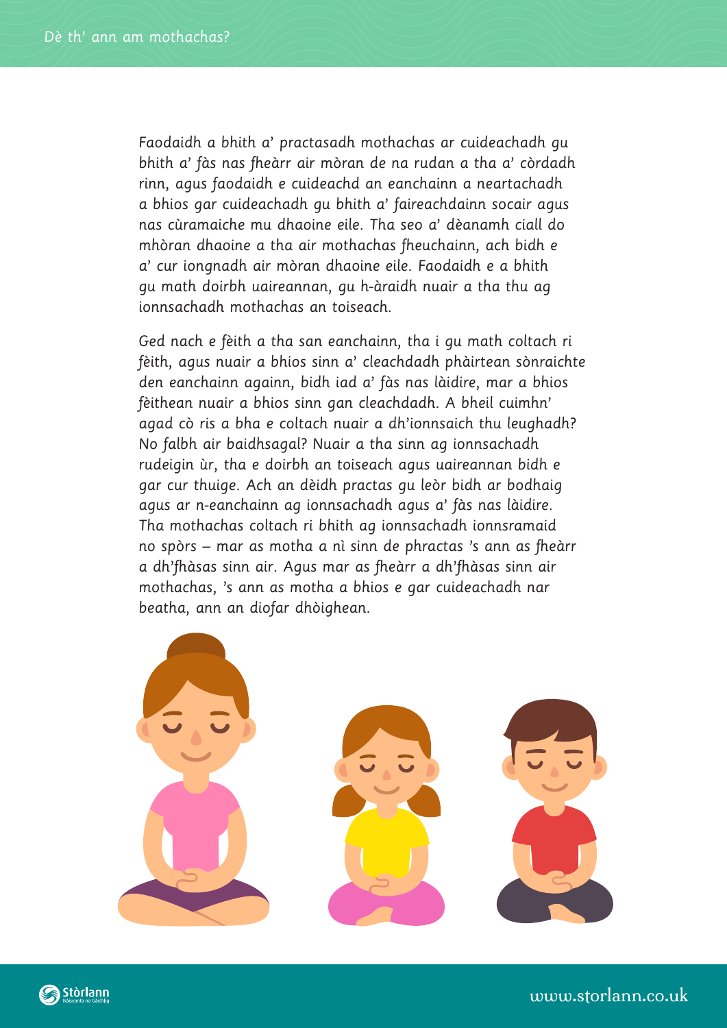Faodaidh a bhith a' practasadh mothachas ar cuideachadh gu bhith a' fàs nas fheàrr air mòran de na rudan a tha a' còrdadh rinn, agus faodaidh e cuideachd an eanchainn a neartachadh a bhios gar cuideachadh gu bhith a' faireachdainn socair agus nas cùramaiche mu dhaoine eile. Tha seo a' dèanamh ciall do mhòran dhaoine a tha air mothachas fheuchainn, ach bidh e a' cur iongnadh air mòran dhaoine eile. Faodaidh e a bhith gu math doirbh uaireannan, gu h-àraidh nuair a tha thu ag ionnsachadh mothachas an toiseach.

Ged nach e fèith a tha san eanchainn, tha i gu math coltach ri fèith, agus nuair a bhios sinn a' cleachdadh phàirtean sònraichte den eanchainn againn, bidh iad a' fàs nas làidire, mar a bhios fèithean nuair a bhios sinn gan cleachdadh. A bheil cuimhn' agad cò ris a bha e coltach nuair a dh'ionnsaich thu leughadh? No falbh air baidhsagal? Nuair a tha sinn ag ionnsachadh rudeigin ùr, tha e doirbh an toiseach agus uaireannan bidh e gar cur thuige. Ach an dèidh practas gu leòr bidh ar bodhaig agus ar n-eanchainn ag ionnsachadh agus a' fàs nas làidire. Tha mothachas coltach ri bhith ag ionnsachadh ionnsramaid no spòrs – mar as motha a nì sinn de phractas 's ann as fheàrr a dh'fhàsas sinn air. Agus mar as fheàrr a dh'fhàsas sinn air mothachas, 's ann as motha a bhios e gar cuideachadh nar beatha, ann an diofar dhòighean.